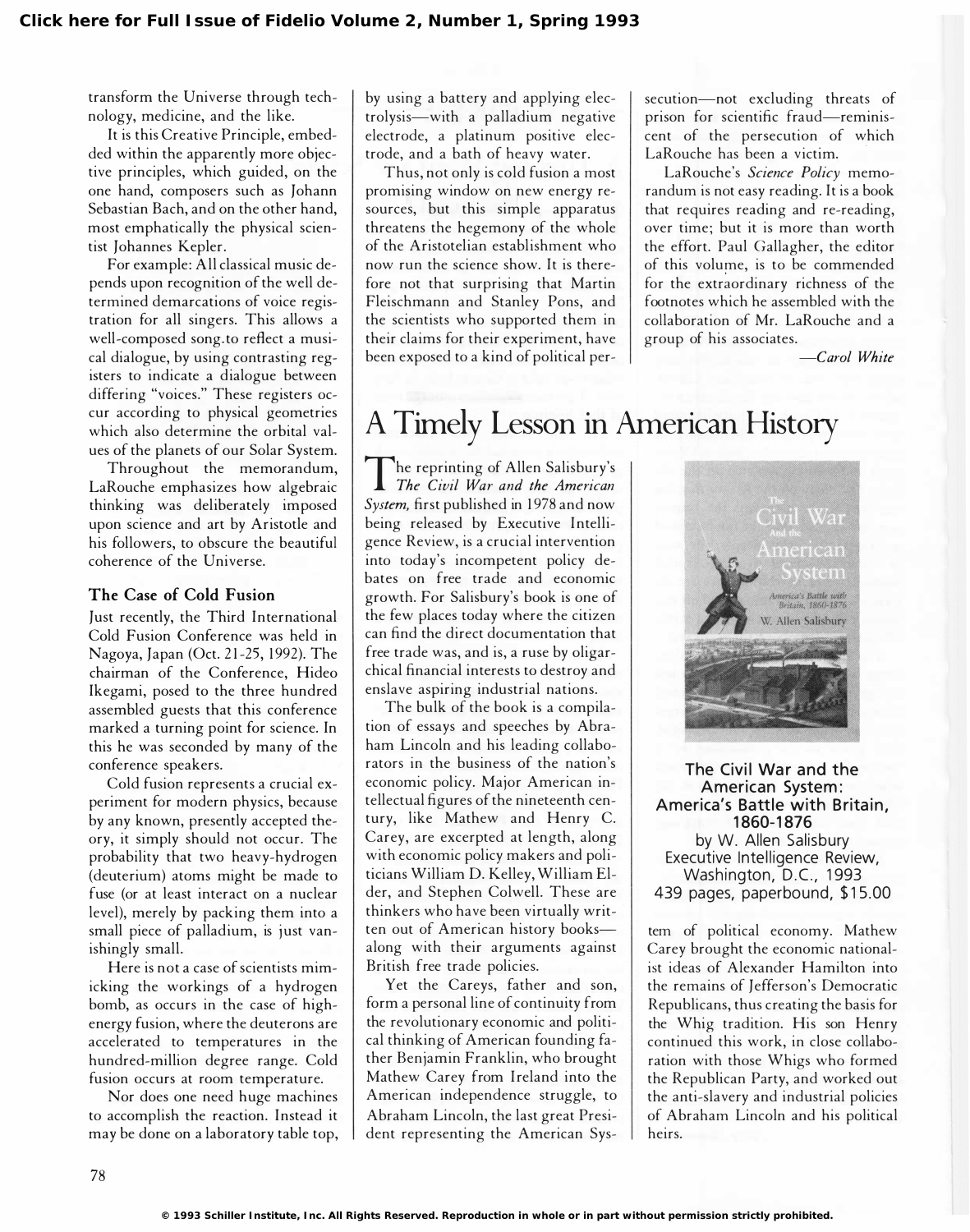transform the Universe through technology, medicine, and the like.

It is this Creative Principle, embedded within the apparently more objective principles, which guided, on the one hand, composers such as Johann Sebastian Bach, and on the other hand, most emphatically the physical scientist Johannes Kepler.

For example: All classical music depends upon recognition of the well determined demarcations of voice registration for all singers. This allows a well-composed song to reflect a musical dialogue, by using contrasting registers to indicate a dialogue between differing "voices." These registers occur according to physical geometries which also determine the orbital values of the planets of our Solar System.

Throughout the memorandum, LaRouche emphasizes how algebraic thinking was deliberately imposed upon science and art by Aristotle and his followers, to obscure the beautiful coherence of the Universe.

### The Case of Cold Fusion

Just recently, the Third International Cold Fusion Conference was held in Nagoya, Japan (Oct. 21-25, 1992). The chairman of the Conference, Hideo Ikegami, posed to the three hundred assembled guests that this conference marked a turning point for science. In this he was seconded by many of the conference speakers.

Cold fusion represents a crucial experiment for modern physics, because by any known, presently accepted theory, it simply should not occur. The probability that two heavy-hydrogen (deuterium) atoms might be made to fuse (or at least interact on a nuclear level), merely by packing them into a small piece of palladium, is just vanishingly small.

Here is not a case of scientists mimicking the workings of a hydrogen bomb, as occurs in the case of high-energy fusion, where the deuterons are accelerated to temperatures in the hundred-million degree range. Cold fusion occurs at room temperature.

Nor does one need huge machines to accomplish the reaction. Instead it may be done on a laboratory table top, by using a battery and applying electrolysis—with a palladium negative electrode, a platinum positive electrode, and a bath of heavy water.

Thus, not only is cold fusion a most promising window on new energy resources, but this simple apparatus threatens the hegemony of the whole of the Aristotelian establishment who now run the science show. It is therefore not that surprising that Martin Fleischmann and Stanley Pons, and the scientists who supported them in their claims for their experiment, have been exposed to a kind of political persecution—not excluding threats of prison for scientific fraud—reminiscent of the persecution of which LaRouche has been a victim.

LaRouche's *Science Policy* memorandum is not easy reading. It is a book that requires reading and re-reading, over time; but it is more than worth the effort. Paul Gallagher, the editor of this volume, is to be commended for the extraordinary richness of the footnotes which he assembled with the collaboration of Mr. LaRouche and a group of his associates.

—*Carol White*

## A Timely Lesson in American History

**The Civil War and the American System: America's Battle with Britain, 1860-1876**
by W. Allen Salisbury
Executive Intelligence Review, Washington, D.C., 1993
439 pages, paperbound, $15.00

The reprinting of Allen Salisbury's *The Civil War and the American System,* first published in 1978 and now being released by Executive Intelligence Review, is a crucial intervention into today's incompetent policy debates on free trade and economic growth. For Salisbury's book is one of the few places today where the citizen can find the direct documentation that free trade was, and is, a ruse by oligarchical financial interests to destroy and enslave aspiring industrial nations.

The bulk of the book is a compilation of essays and speeches by Abraham Lincoln and his leading collaborators in the business of the nation's economic policy. Major American intellectual figures of the nineteenth century, like Mathew and Henry C. Carey, are excerpted at length, along with economic policy makers and politicians William D. Kelley, William Elder, and Stephen Colwell. These are thinkers who have been virtually written out of American history books—along with their arguments against British free trade policies.

Yet the Careys, father and son, form a personal line of continuity from the revolutionary economic and political thinking of American founding father Benjamin Franklin, who brought Mathew Carey from Ireland into the American independence struggle, to Abraham Lincoln, the last great President representing the American System of political economy. Mathew Carey brought the economic nationalist ideas of Alexander Hamilton into the remains of Jefferson's Democratic Republicans, thus creating the basis for the Whig tradition. His son Henry continued this work, in close collaboration with those Whigs who formed the Republican Party, and worked out the anti-slavery and industrial policies of Abraham Lincoln and his political heirs.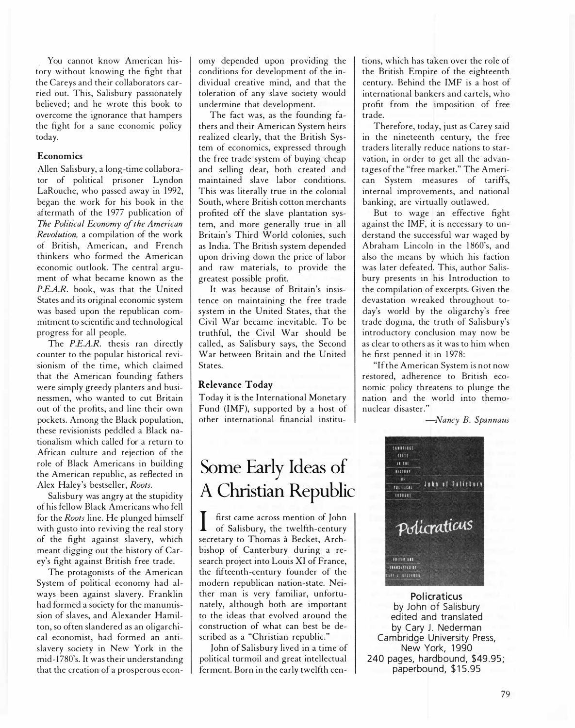You cannot know American history without knowing the fight that the Careys and their collaborators carried out. This, Salisbury passionately believed; and he wrote this book to overcome the ignorance that hampers the fight for a sane economic policy today.

### Economics

Allen Salisbury, a long-time collaborator of political prisoner Lyndon LaRouche, who passed away in 1992, began the work for his book in the aftermath of the 1977 publication of *The Political Economy of the American Revolution,* a compilation of the work of British, American, and French thinkers who formed the American economic outlook. The central argument of what became known as the *P.E.A.R.* book, was that the United States and its original economic system was based upon the republican commitment to scientific and technological progress for all people.

The *P.E.A.R.* thesis ran directly counter to the popular historical revisionism of the time, which claimed that the American founding fathers were simply greedy planters and businessmen, who wanted to cut Britain out of the profits, and line their own pockets. Among the Black population, these revisionists peddled a Black nationalism which called for a return to African culture and rejection of the role of Black Americans in building the American republic, as reflected in Alex Haley's bestseller, *Roots.*

Salisbury was angry at the stupidity of his fellow Black Americans who fell for the *Roots* line. He plunged himself with gusto into reviving the real story of the fight against slavery, which meant digging out the history of Carey's fight against British free trade.

The protagonists of the American System of political economy had always been against slavery. Franklin had formed a society for the manumission of slaves, and Alexander Hamilton, so often slandered as an oligarchical economist, had formed an antislavery society in New York in the mid-1780's. It was their understanding that the creation of a prosperous economy depended upon providing the conditions for development of the individual creative mind, and that the toleration of any slave society would undermine that development.

The fact was, as the founding fathers and their American System heirs realized clearly, that the British System of economics, expressed through the free trade system of buying cheap and selling dear, both created and maintained slave labor conditions. This was literally true in the colonial South, where British cotton merchants profited off the slave plantation system, and more generally true in all Britain's Third World colonies, such as India. The British system depended upon driving down the price of labor and raw materials, to provide the greatest possible profit.

It was because of Britain's insistence on maintaining the free trade system in the United States, that the Civil War became inevitable. To be truthful, the Civil War should be called, as Salisbury says, the Second War between Britain and the United States.

### Relevance Today

Today it is the International Monetary Fund (IMF), supported by a host of other international financial institutions, which has taken over the role of the British Empire of the eighteenth century. Behind the IMF is a host of international bankers and cartels, who profit from the imposition of free trade.

Therefore, today, just as Carey said in the nineteenth century, the free traders literally reduce nations to starvation, in order to get all the advantages of the "free market." The American System measures of tariffs, internal improvements, and national banking, are virtually outlawed.

But to wage an effective fight against the IMF, it is necessary to understand the successful war waged by Abraham Lincoln in the 1860's, and also the means by which his faction was later defeated. This, author Salisbury presents in his Introduction to the compilation of excerpts. Given the devastation wreaked throughout today's world by the oligarchy's free trade dogma, the truth of Salisbury's introductory conclusion may now be as clear to others as it was to him when he first penned it in 1978:

"If the American System is not now restored, adherence to British economic policy threatens to plunge the nation and the world into themonuclear disaster."

—*Nancy B. Spannaus*

# Some Early Ideas of A Christian Republic

I first came across mention of John of Salisbury, the twelfth-century secretary to Thomas à Becket, Archbishop of Canterbury during a research project into Louis XI of France, the fifteenth-century founder of the modern republican nation-state. Neither man is very familiar, unfortunately, although both are important to the ideas that evolved around the construction of what can best be described as a "Christian republic."

John of Salisbury lived in a time of political turmoil and great intellectual ferment. Born in the early twelfth cen-

**Policraticus**
by John of Salisbury
edited and translated
by Cary J. Nederman
Cambridge University Press,
New York, 1990
240 pages, hardbound, $49.95;
paperbound, $15.95